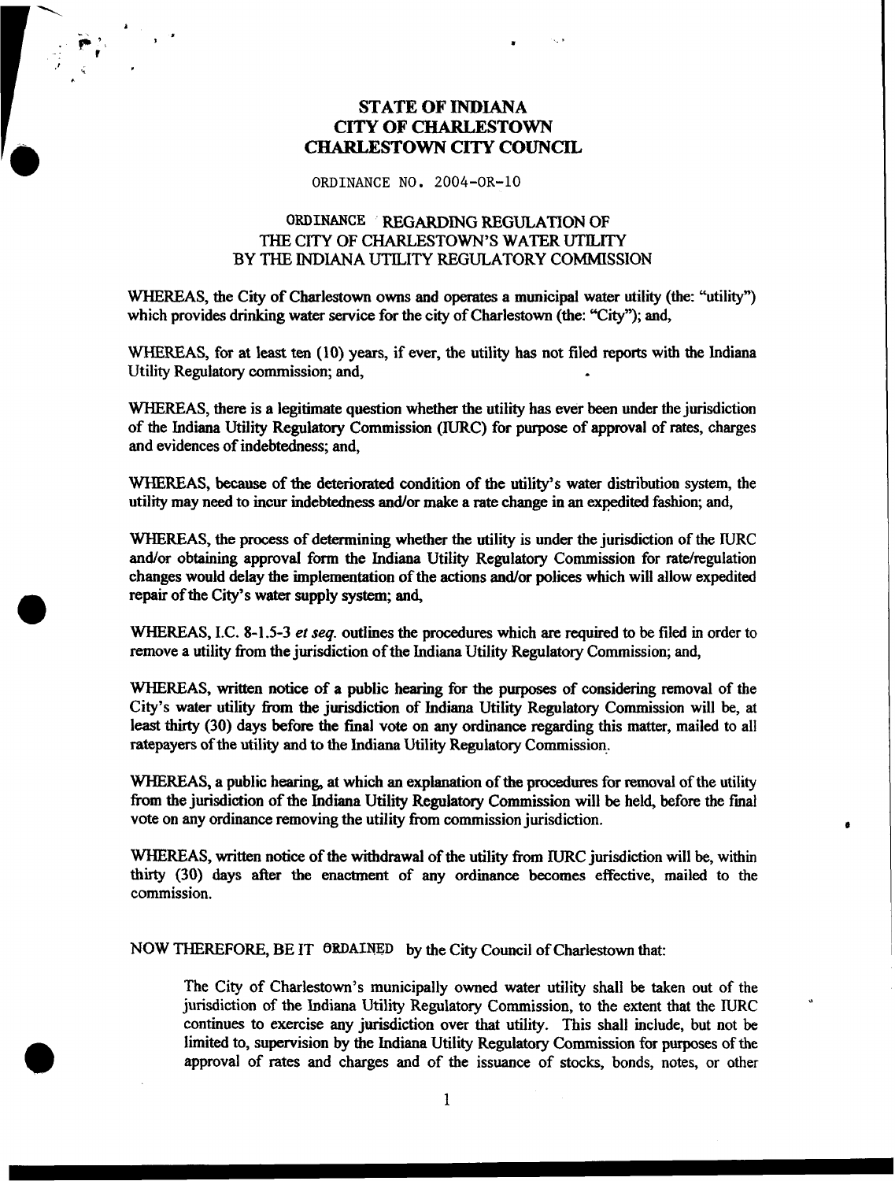# STATE OF INDIANA
# CITY OF CHARLESTOWN
# CHARLESTOWN CITY COUNCIL

ORDINANCE NO. 2004-OR-10

## ORDINANCE REGARDING REGULATION OF THE CITY OF CHARLESTOWN'S WATER UTILITY BY THE INDIANA UTILITY REGULATORY COMMISSION

WHEREAS, the City of Charlestown owns and operates a municipal water utility (the: "utility") which provides drinking water service for the city of Charlestown (the: "City"); and,

WHEREAS, for at least ten (10) years, if ever, the utility has not filed reports with the Indiana Utility Regulatory commission; and,

WHEREAS, there is a legitimate question whether the utility has ever been under the jurisdiction of the Indiana Utility Regulatory Commission (IURC) for purpose of approval of rates, charges and evidences of indebtedness; and,

WHEREAS, because of the deteriorated condition of the utility's water distribution system, the utility may need to incur indebtedness and/or make a rate change in an expedited fashion; and,

WHEREAS, the process of determining whether the utility is under the jurisdiction of the IURC and/or obtaining approval form the Indiana Utility Regulatory Commission for rate/regulation changes would delay the implementation of the actions and/or polices which will allow expedited repair of the City's water supply system; and,

WHEREAS, I.C. 8-1.5-3 *et seq.* outlines the procedures which are required to be filed in order to remove a utility from the jurisdiction of the Indiana Utility Regulatory Commission; and,

WHEREAS, written notice of a public hearing for the purposes of considering removal of the City's water utility from the jurisdiction of Indiana Utility Regulatory Commission will be, at least thirty (30) days before the final vote on any ordinance regarding this matter, mailed to all ratepayers of the utility and to the Indiana Utility Regulatory Commission.

WHEREAS, a public hearing, at which an explanation of the procedures for removal of the utility from the jurisdiction of the Indiana Utility Regulatory Commission will be held, before the final vote on any ordinance removing the utility from commission jurisdiction.

WHEREAS, written notice of the withdrawal of the utility from IURC jurisdiction will be, within thirty (30) days after the enactment of any ordinance becomes effective, mailed to the commission.

NOW THEREFORE, BE IT ORDAINED by the City Council of Charlestown that:

The City of Charlestown's municipally owned water utility shall be taken out of the jurisdiction of the Indiana Utility Regulatory Commission, to the extent that the IURC continues to exercise any jurisdiction over that utility. This shall include, but not be limited to, supervision by the Indiana Utility Regulatory Commission for purposes of the approval of rates and charges and of the issuance of stocks, bonds, notes, or other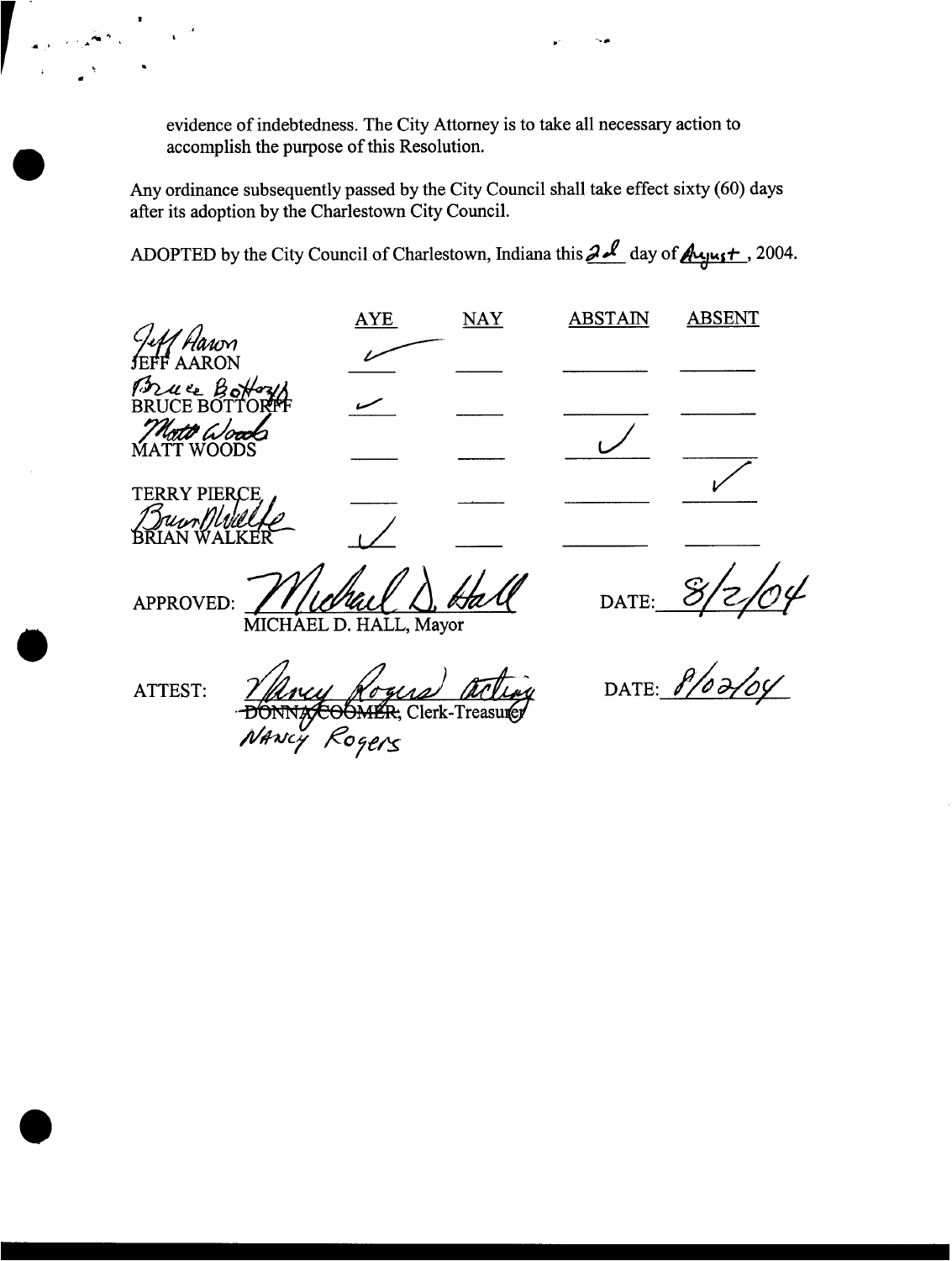evidence of indebtedness. The City Attorney is to take all necessary action to accomplish the purpose of this Resolution.

Any ordinance subsequently passed by the City Council shall take effect sixty (60) days after its adoption by the Charlestown City Council.

ADOPTED by the City Council of Charlestown, Indiana this 2d day of August, 2004.

| | AYE | NAY | ABSTAIN | ABSENT |
|---|---|---|---|---|
| JEFF AARON | ✓ | | | |
| BRUCE BOTTORFF | ✓ | | | |
| MATT WOODS | | | ✓ | |
| TERRY PIERCE | | | | ✓ |
| BRIAN WALKER | ✓ | | | |

APPROVED: Michael D. Hall
MICHAEL D. HALL, Mayor

DATE: 8/2/04

ATTEST: Nancy Rogers Acting
~~DONNA COOMER~~, Clerk-Treasurer
NANCY ROGERS

DATE: 8/02/04